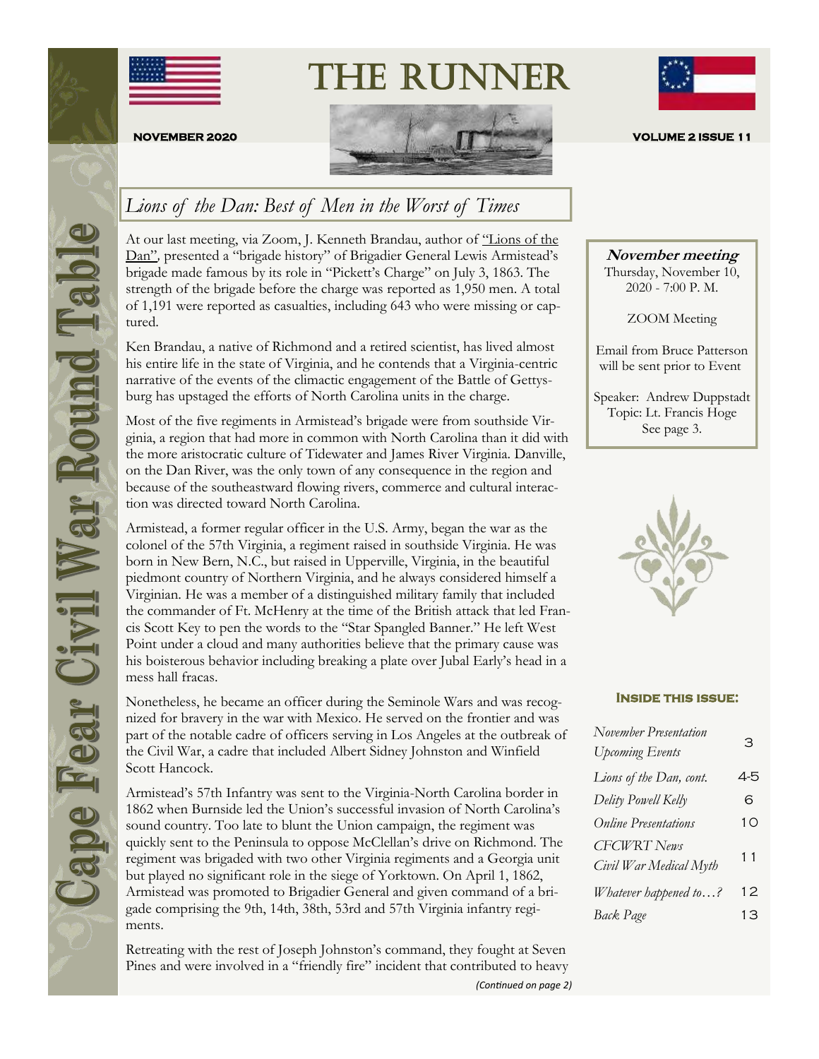# THE RUNNER

**NOVEMBER 2020** **VOLUME 2 ISSUE 11**

Cape Fear Civil War Round Table

## *Lions of the Dan: Best of Men in the Worst of Times*

At our last meeting, via Zoom, J. Kenneth Brandau, author of "Lions of the Dan", presented a "brigade history" of Brigadier General Lewis Armistead's brigade made famous by its role in "Pickett's Charge" on July 3, 1863. The strength of the brigade before the charge was reported as 1,950 men. A total of 1,191 were reported as casualties, including 643 who were missing or captured.

Ken Brandau, a native of Richmond and a retired scientist, has lived almost his entire life in the state of Virginia, and he contends that a Virginia-centric narrative of the events of the climactic engagement of the Battle of Gettysburg has upstaged the efforts of North Carolina units in the charge.

Most of the five regiments in Armistead's brigade were from southside Virginia, a region that had more in common with North Carolina than it did with the more aristocratic culture of Tidewater and James River Virginia. Danville, on the Dan River, was the only town of any consequence in the region and because of the southeastward flowing rivers, commerce and cultural interaction was directed toward North Carolina.

Armistead, a former regular officer in the U.S. Army, began the war as the colonel of the 57th Virginia, a regiment raised in southside Virginia. He was born in New Bern, N.C., but raised in Upperville, Virginia, in the beautiful piedmont country of Northern Virginia, and he always considered himself a Virginian. He was a member of a distinguished military family that included the commander of Ft. McHenry at the time of the British attack that led Francis Scott Key to pen the words to the "Star Spangled Banner." He left West Point under a cloud and many authorities believe that the primary cause was his boisterous behavior including breaking a plate over Jubal Early's head in a mess hall fracas.

Nonetheless, he became an officer during the Seminole Wars and was recognized for bravery in the war with Mexico. He served on the frontier and was part of the notable cadre of officers serving in Los Angeles at the outbreak of the Civil War, a cadre that included Albert Sidney Johnston and Winfield Scott Hancock.

Armistead's 57th Infantry was sent to the Virginia-North Carolina border in 1862 when Burnside led the Union's successful invasion of North Carolina's sound country. Too late to blunt the Union campaign, the regiment was quickly sent to the Peninsula to oppose McClellan's drive on Richmond. The regiment was brigaded with two other Virginia regiments and a Georgia unit but played no significant role in the siege of Yorktown. On April 1, 1862, Armistead was promoted to Brigadier General and given command of a brigade comprising the 9th, 14th, 38th, 53rd and 57th Virginia infantry regiments.

Retreating with the rest of Joseph Johnston's command, they fought at Seven Pines and were involved in a "friendly fire" incident that contributed to heavy

*(Continued on page 2)*

---

**November meeting**
Thursday, November 10, 2020 - 7:00 P. M.

ZOOM Meeting

Email from Bruce Patterson will be sent prior to Event

Speaker: Andrew Duppstadt
Topic: Lt. Francis Hoge
See page 3.

---

**INSIDE THIS ISSUE:**

| | |
|---|---|
| *November Presentation Upcoming Events* | 3 |
| *Lions of the Dan, cont.* | 4-5 |
| *Delity Powell Kelly* | 6 |
| *Online Presentations* | 10 |
| *CFCWRT News Civil War Medical Myth* | 11 |
| *Whatever happened to…?* | 12 |
| *Back Page* | 13 |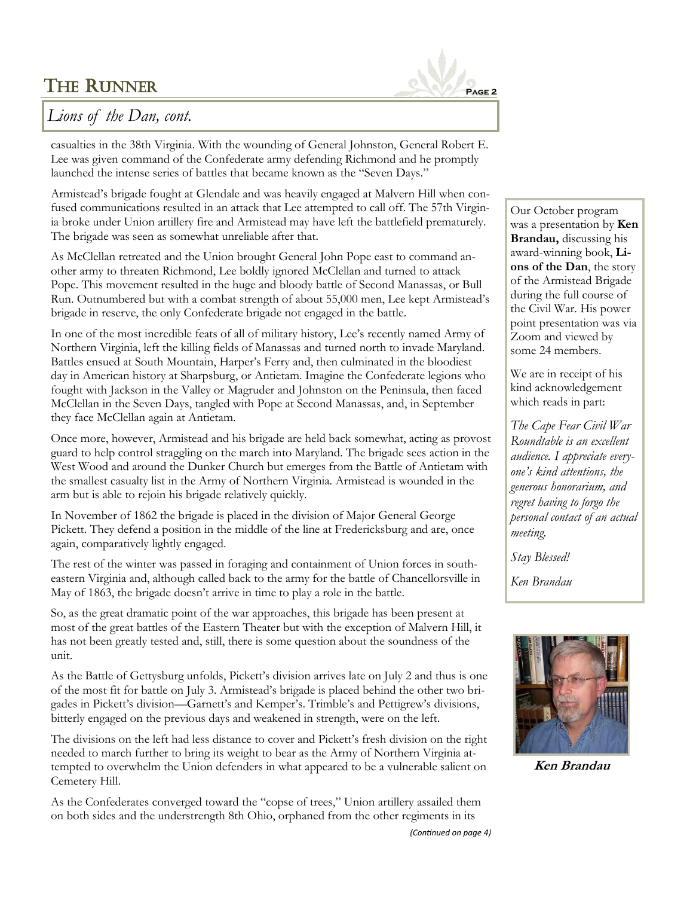## *Lions of the Dan, cont.*

casualties in the 38th Virginia. With the wounding of General Johnston, General Robert E. Lee was given command of the Confederate army defending Richmond and he promptly launched the intense series of battles that became known as the "Seven Days."

Armistead's brigade fought at Glendale and was heavily engaged at Malvern Hill when confused communications resulted in an attack that Lee attempted to call off. The 57th Virginia broke under Union artillery fire and Armistead may have left the battlefield prematurely. The brigade was seen as somewhat unreliable after that.

As McClellan retreated and the Union brought General John Pope east to command another army to threaten Richmond, Lee boldly ignored McClellan and turned to attack Pope. This movement resulted in the huge and bloody battle of Second Manassas, or Bull Run. Outnumbered but with a combat strength of about 55,000 men, Lee kept Armistead's brigade in reserve, the only Confederate brigade not engaged in the battle.

In one of the most incredible feats of all of military history, Lee's recently named Army of Northern Virginia, left the killing fields of Manassas and turned north to invade Maryland. Battles ensued at South Mountain, Harper's Ferry and, then culminated in the bloodiest day in American history at Sharpsburg, or Antietam. Imagine the Confederate legions who fought with Jackson in the Valley or Magruder and Johnston on the Peninsula, then faced McClellan in the Seven Days, tangled with Pope at Second Manassas, and, in September they face McClellan again at Antietam.

Once more, however, Armistead and his brigade are held back somewhat, acting as provost guard to help control straggling on the march into Maryland. The brigade sees action in the West Wood and around the Dunker Church but emerges from the Battle of Antietam with the smallest casualty list in the Army of Northern Virginia. Armistead is wounded in the arm but is able to rejoin his brigade relatively quickly.

In November of 1862 the brigade is placed in the division of Major General George Pickett. They defend a position in the middle of the line at Fredericksburg and are, once again, comparatively lightly engaged.

The rest of the winter was passed in foraging and containment of Union forces in southeastern Virginia and, although called back to the army for the battle of Chancellorsville in May of 1863, the brigade doesn't arrive in time to play a role in the battle.

So, as the great dramatic point of the war approaches, this brigade has been present at most of the great battles of the Eastern Theater but with the exception of Malvern Hill, it has not been greatly tested and, still, there is some question about the soundness of the unit.

As the Battle of Gettysburg unfolds, Pickett's division arrives late on July 2 and thus is one of the most fit for battle on July 3. Armistead's brigade is placed behind the other two brigades in Pickett's division—Garnett's and Kemper's. Trimble's and Pettigrew's divisions, bitterly engaged on the previous days and weakened in strength, were on the left.

The divisions on the left had less distance to cover and Pickett's fresh division on the right needed to march further to bring its weight to bear as the Army of Northern Virginia attempted to overwhelm the Union defenders in what appeared to be a vulnerable salient on Cemetery Hill.

As the Confederates converged toward the "copse of trees," Union artillery assailed them on both sides and the understrength 8th Ohio, orphaned from the other regiments in its

*(Continued on page 4)*

---

Our October program was a presentation by **Ken Brandau,** discussing his award-winning book, **Lions of the Dan**, the story of the Armistead Brigade during the full course of the Civil War. His power point presentation was via Zoom and viewed by some 24 members.

We are in receipt of his kind acknowledgement which reads in part:

*The Cape Fear Civil War Roundtable is an excellent audience. I appreciate everyone's kind attentions, the generous honorarium, and regret having to forgo the personal contact of an actual meeting.*

*Stay Blessed!*

*Ken Brandau*

**Ken Brandau**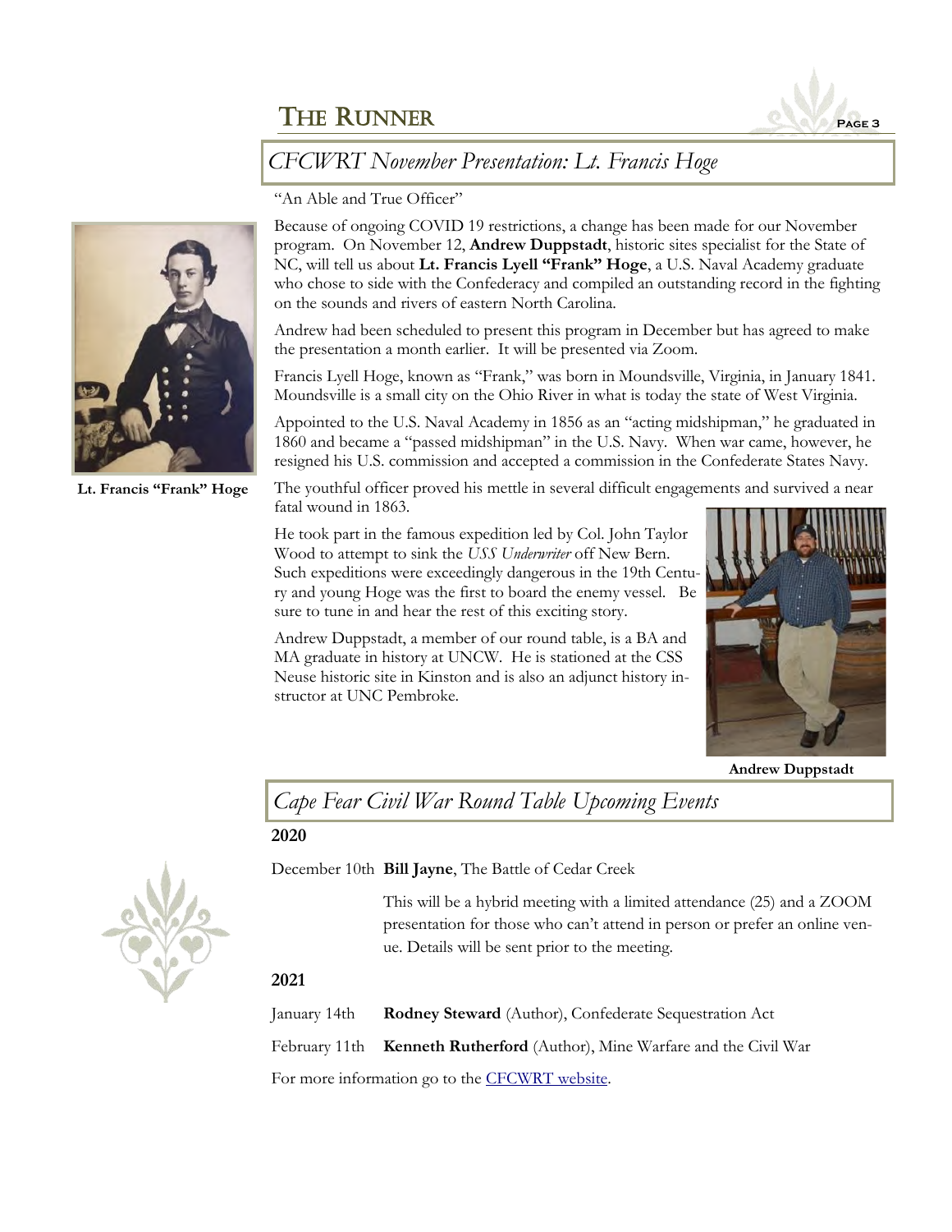## CFCWRT November Presentation: Lt. Francis Hoge

"An Able and True Officer"

Because of ongoing COVID 19 restrictions, a change has been made for our November program. On November 12, **Andrew Duppstadt**, historic sites specialist for the State of NC, will tell us about **Lt. Francis Lyell "Frank" Hoge**, a U.S. Naval Academy graduate who chose to side with the Confederacy and compiled an outstanding record in the fighting on the sounds and rivers of eastern North Carolina.

Andrew had been scheduled to present this program in December but has agreed to make the presentation a month earlier. It will be presented via Zoom.

Francis Lyell Hoge, known as "Frank," was born in Moundsville, Virginia, in January 1841. Moundsville is a small city on the Ohio River in what is today the state of West Virginia.

Appointed to the U.S. Naval Academy in 1856 as an "acting midshipman," he graduated in 1860 and became a "passed midshipman" in the U.S. Navy. When war came, however, he resigned his U.S. commission and accepted a commission in the Confederate States Navy.

The youthful officer proved his mettle in several difficult engagements and survived a near fatal wound in 1863.

He took part in the famous expedition led by Col. John Taylor Wood to attempt to sink the *USS Underwriter* off New Bern. Such expeditions were exceedingly dangerous in the 19th Century and young Hoge was the first to board the enemy vessel. Be sure to tune in and hear the rest of this exciting story.

Andrew Duppstadt, a member of our round table, is a BA and MA graduate in history at UNCW. He is stationed at the CSS Neuse historic site in Kinston and is also an adjunct history instructor at UNC Pembroke.

**Lt. Francis "Frank" Hoge**

**Andrew Duppstadt**

## Cape Fear Civil War Round Table Upcoming Events

**2020**

December 10th **Bill Jayne**, The Battle of Cedar Creek

This will be a hybrid meeting with a limited attendance (25) and a ZOOM presentation for those who can't attend in person or prefer an online venue. Details will be sent prior to the meeting.

**2021**

January 14th **Rodney Steward** (Author), Confederate Sequestration Act

February 11th **Kenneth Rutherford** (Author), Mine Warfare and the Civil War

For more information go to the CFCWRT website.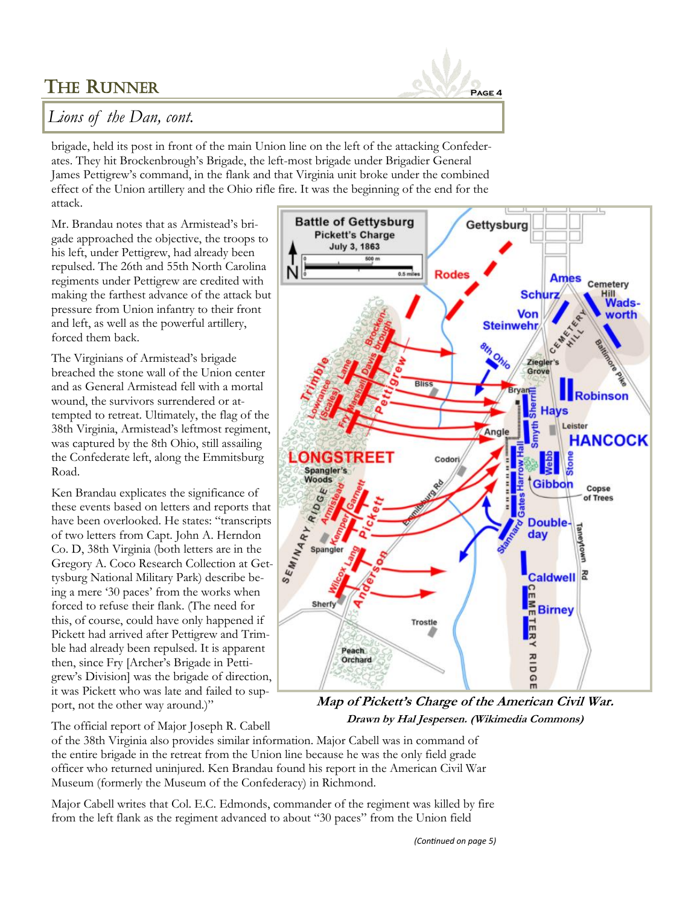## Lions of the Dan, cont.

brigade, held its post in front of the main Union line on the left of the attacking Confederates. They hit Brockenbrough's Brigade, the left-most brigade under Brigadier General James Pettigrew's command, in the flank and that Virginia unit broke under the combined effect of the Union artillery and the Ohio rifle fire. It was the beginning of the end for the attack.

Mr. Brandau notes that as Armistead's brigade approached the objective, the troops to his left, under Pettigrew, had already been repulsed. The 26th and 55th North Carolina regiments under Pettigrew are credited with making the farthest advance of the attack but pressure from Union infantry to their front and left, as well as the powerful artillery, forced them back.

The Virginians of Armistead's brigade breached the stone wall of the Union center and as General Armistead fell with a mortal wound, the survivors surrendered or attempted to retreat. Ultimately, the flag of the 38th Virginia, Armistead's leftmost regiment, was captured by the 8th Ohio, still assailing the Confederate left, along the Emmitsburg Road.

Ken Brandau explicates the significance of these events based on letters and reports that have been overlooked. He states: "transcripts of two letters from Capt. John A. Herndon Co. D, 38th Virginia (both letters are in the Gregory A. Coco Research Collection at Gettysburg National Military Park) describe being a mere '30 paces' from the works when forced to refuse their flank. (The need for this, of course, could have only happened if Pickett had arrived after Pettigrew and Trimble had already been repulsed. It is apparent then, since Fry [Archer's Brigade in Pettigrew's Division] was the brigade of direction, it was Pickett who was late and failed to support, not the other way around.)"

**_Map of Pickett's Charge of the American Civil War._**
***Drawn by Hal Jespersen. (Wikimedia Commons)***

The official report of Major Joseph R. Cabell of the 38th Virginia also provides similar information. Major Cabell was in command of the entire brigade in the retreat from the Union line because he was the only field grade officer who returned uninjured. Ken Brandau found his report in the American Civil War Museum (formerly the Museum of the Confederacy) in Richmond.

Major Cabell writes that Col. E.C. Edmonds, commander of the regiment was killed by fire from the left flank as the regiment advanced to about "30 paces" from the Union field

*(Continued on page 5)*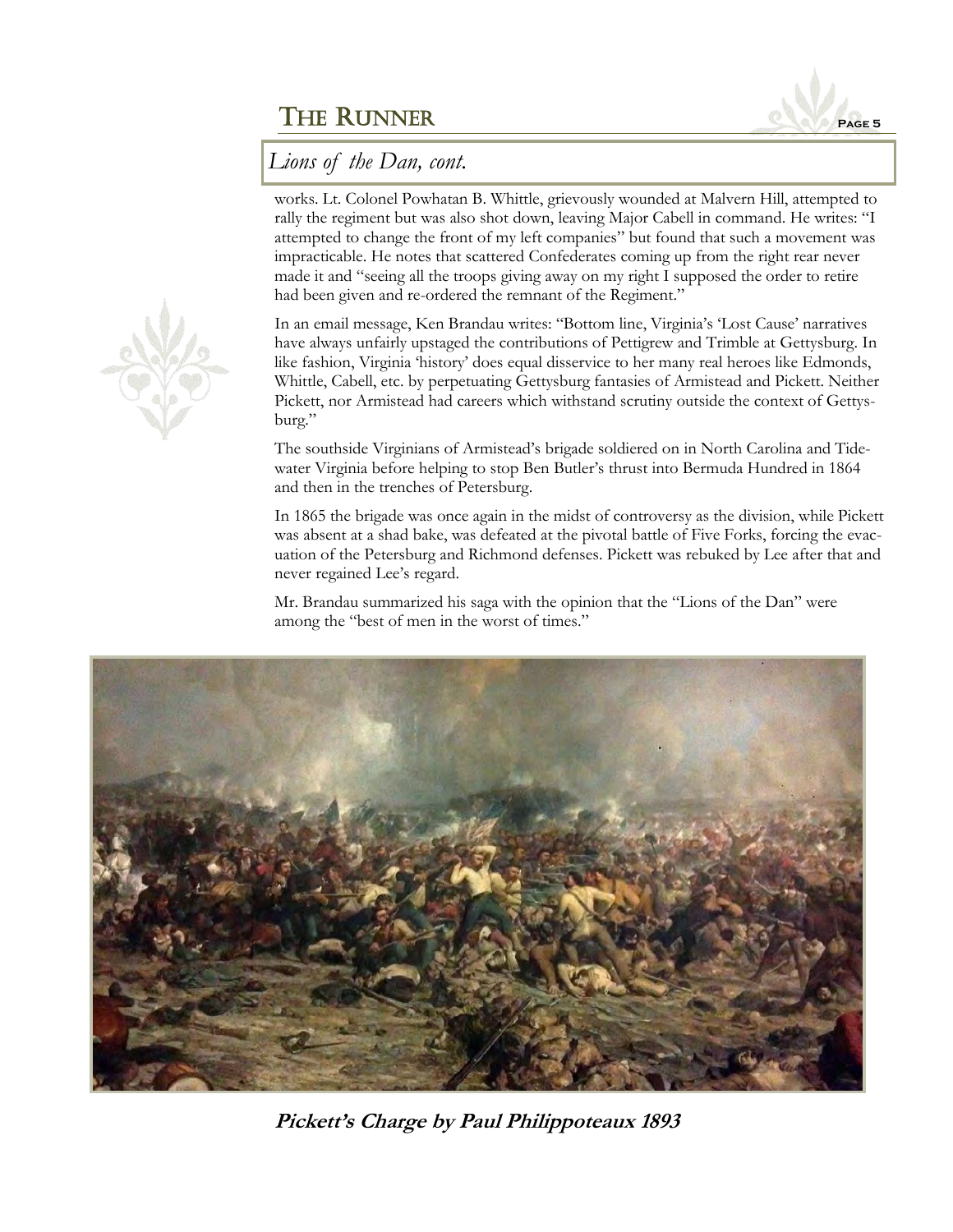## *Lions of the Dan, cont.*

works. Lt. Colonel Powhatan B. Whittle, grievously wounded at Malvern Hill, attempted to rally the regiment but was also shot down, leaving Major Cabell in command. He writes: "I attempted to change the front of my left companies" but found that such a movement was impracticable. He notes that scattered Confederates coming up from the right rear never made it and "seeing all the troops giving away on my right I supposed the order to retire had been given and re-ordered the remnant of the Regiment."

In an email message, Ken Brandau writes: "Bottom line, Virginia's 'Lost Cause' narratives have always unfairly upstaged the contributions of Pettigrew and Trimble at Gettysburg. In like fashion, Virginia 'history' does equal disservice to her many real heroes like Edmonds, Whittle, Cabell, etc. by perpetuating Gettysburg fantasies of Armistead and Pickett. Neither Pickett, nor Armistead had careers which withstand scrutiny outside the context of Gettysburg."

The southside Virginians of Armistead's brigade soldiered on in North Carolina and Tidewater Virginia before helping to stop Ben Butler's thrust into Bermuda Hundred in 1864 and then in the trenches of Petersburg.

In 1865 the brigade was once again in the midst of controversy as the division, while Pickett was absent at a shad bake, was defeated at the pivotal battle of Five Forks, forcing the evacuation of the Petersburg and Richmond defenses. Pickett was rebuked by Lee after that and never regained Lee's regard.

Mr. Brandau summarized his saga with the opinion that the "Lions of the Dan" were among the "best of men in the worst of times."

**Pickett's Charge by Paul Philippoteaux 1893**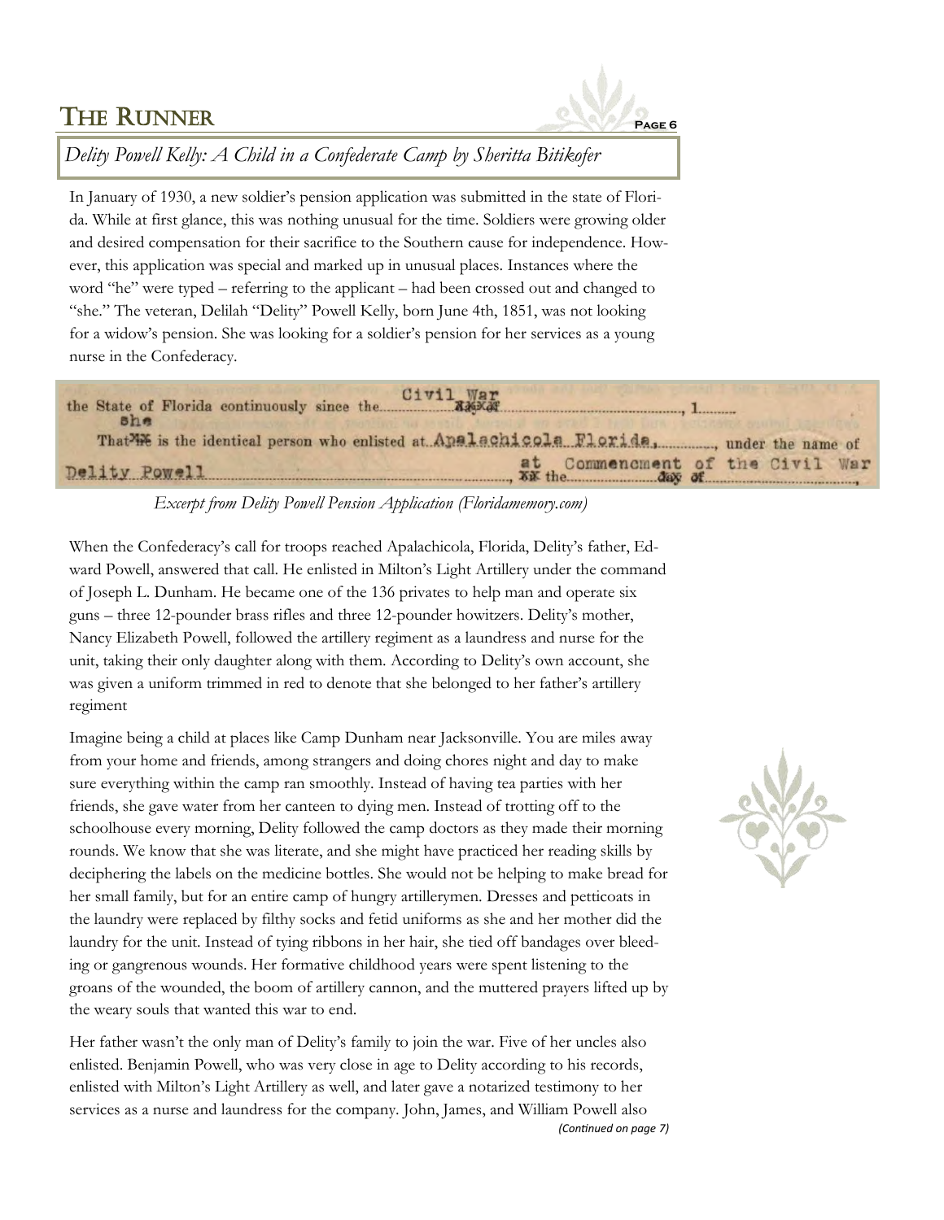## *Delity Powell Kelly: A Child in a Confederate Camp by Sheritta Bitikofer*

In January of 1930, a new soldier's pension application was submitted in the state of Florida. While at first glance, this was nothing unusual for the time. Soldiers were growing older and desired compensation for their sacrifice to the Southern cause for independence. However, this application was special and marked up in unusual places. Instances where the word "he" were typed – referring to the applicant – had been crossed out and changed to "she." The veteran, Delilah "Delity" Powell Kelly, born June 4th, 1851, was not looking for a widow's pension. She was looking for a soldier's pension for her services as a young nurse in the Confederacy.

the State of Florida continuously since the Civil War ..., 1........
she
That ~~he~~ is the identical person who enlisted at Apalachicola Florida, ..........., under the name of Delity Powell ..., at Commencment of the Civil War

*Excerpt from Delity Powell Pension Application (Floridamemory.com)*

When the Confederacy's call for troops reached Apalachicola, Florida, Delity's father, Edward Powell, answered that call. He enlisted in Milton's Light Artillery under the command of Joseph L. Dunham. He became one of the 136 privates to help man and operate six guns – three 12-pounder brass rifles and three 12-pounder howitzers. Delity's mother, Nancy Elizabeth Powell, followed the artillery regiment as a laundress and nurse for the unit, taking their only daughter along with them. According to Delity's own account, she was given a uniform trimmed in red to denote that she belonged to her father's artillery regiment

Imagine being a child at places like Camp Dunham near Jacksonville. You are miles away from your home and friends, among strangers and doing chores night and day to make sure everything within the camp ran smoothly. Instead of having tea parties with her friends, she gave water from her canteen to dying men. Instead of trotting off to the schoolhouse every morning, Delity followed the camp doctors as they made their morning rounds. We know that she was literate, and she might have practiced her reading skills by deciphering the labels on the medicine bottles. She would not be helping to make bread for her small family, but for an entire camp of hungry artillerymen. Dresses and petticoats in the laundry were replaced by filthy socks and fetid uniforms as she and her mother did the laundry for the unit. Instead of tying ribbons in her hair, she tied off bandages over bleeding or gangrenous wounds. Her formative childhood years were spent listening to the groans of the wounded, the boom of artillery cannon, and the muttered prayers lifted up by the weary souls that wanted this war to end.

Her father wasn't the only man of Delity's family to join the war. Five of her uncles also enlisted. Benjamin Powell, who was very close in age to Delity according to his records, enlisted with Milton's Light Artillery as well, and later gave a notarized testimony to her services as a nurse and laundress for the company. John, James, and William Powell also

*(Continued on page 7)*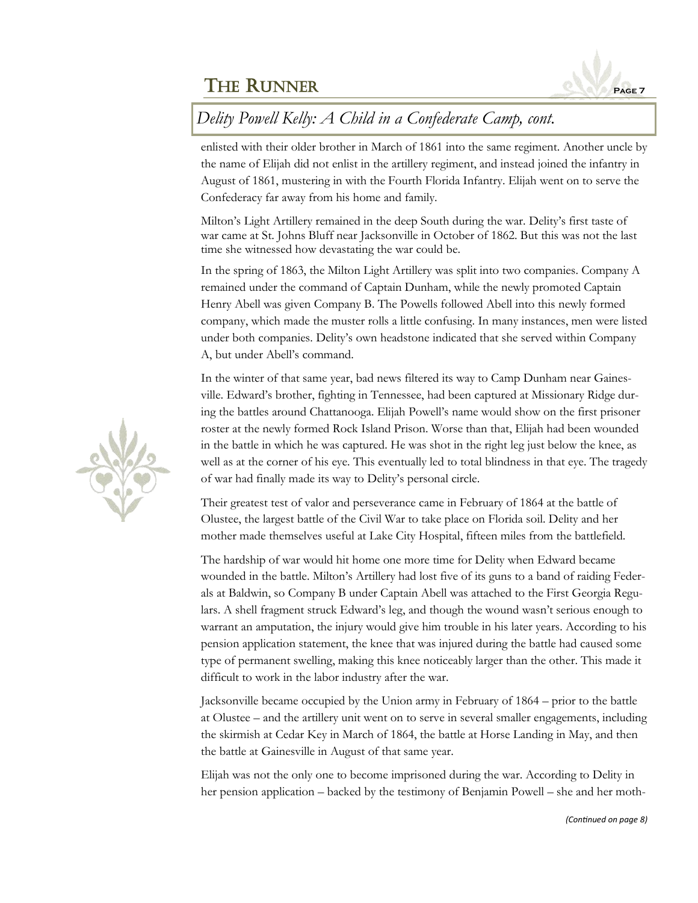## *Delity Powell Kelly: A Child in a Confederate Camp, cont.*

enlisted with their older brother in March of 1861 into the same regiment. Another uncle by the name of Elijah did not enlist in the artillery regiment, and instead joined the infantry in August of 1861, mustering in with the Fourth Florida Infantry. Elijah went on to serve the Confederacy far away from his home and family.

Milton's Light Artillery remained in the deep South during the war. Delity's first taste of war came at St. Johns Bluff near Jacksonville in October of 1862. But this was not the last time she witnessed how devastating the war could be.

In the spring of 1863, the Milton Light Artillery was split into two companies. Company A remained under the command of Captain Dunham, while the newly promoted Captain Henry Abell was given Company B. The Powells followed Abell into this newly formed company, which made the muster rolls a little confusing. In many instances, men were listed under both companies. Delity's own headstone indicated that she served within Company A, but under Abell's command.

In the winter of that same year, bad news filtered its way to Camp Dunham near Gainesville. Edward's brother, fighting in Tennessee, had been captured at Missionary Ridge during the battles around Chattanooga. Elijah Powell's name would show on the first prisoner roster at the newly formed Rock Island Prison. Worse than that, Elijah had been wounded in the battle in which he was captured. He was shot in the right leg just below the knee, as well as at the corner of his eye. This eventually led to total blindness in that eye. The tragedy of war had finally made its way to Delity's personal circle.

Their greatest test of valor and perseverance came in February of 1864 at the battle of Olustee, the largest battle of the Civil War to take place on Florida soil. Delity and her mother made themselves useful at Lake City Hospital, fifteen miles from the battlefield.

The hardship of war would hit home one more time for Delity when Edward became wounded in the battle. Milton's Artillery had lost five of its guns to a band of raiding Federals at Baldwin, so Company B under Captain Abell was attached to the First Georgia Regulars. A shell fragment struck Edward's leg, and though the wound wasn't serious enough to warrant an amputation, the injury would give him trouble in his later years. According to his pension application statement, the knee that was injured during the battle had caused some type of permanent swelling, making this knee noticeably larger than the other. This made it difficult to work in the labor industry after the war.

Jacksonville became occupied by the Union army in February of 1864 – prior to the battle at Olustee – and the artillery unit went on to serve in several smaller engagements, including the skirmish at Cedar Key in March of 1864, the battle at Horse Landing in May, and then the battle at Gainesville in August of that same year.

Elijah was not the only one to become imprisoned during the war. According to Delity in her pension application – backed by the testimony of Benjamin Powell – she and her moth-

*(Continued on page 8)*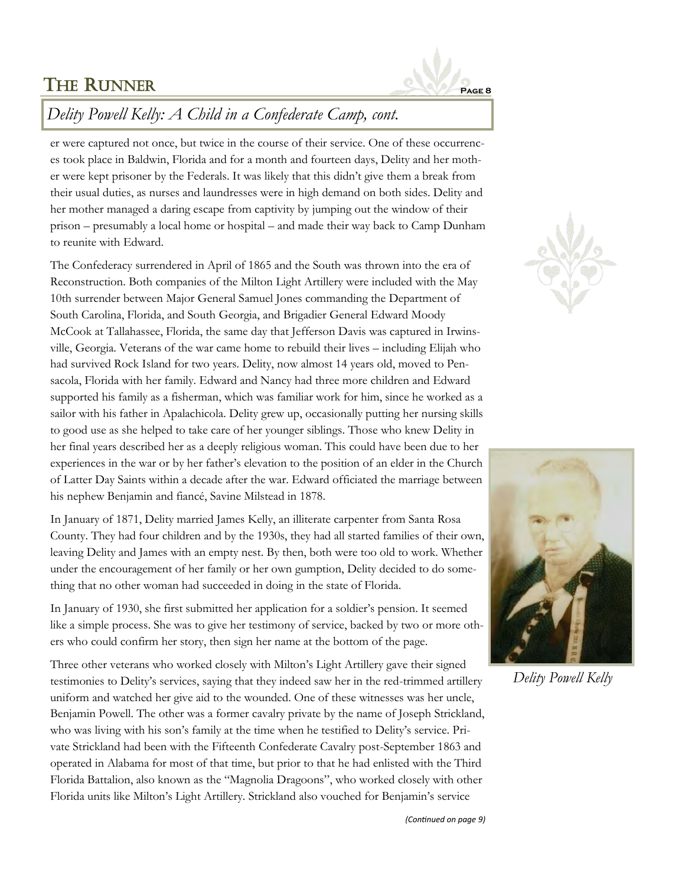## Delity Powell Kelly: A Child in a Confederate Camp, cont.

er were captured not once, but twice in the course of their service. One of these occurrences took place in Baldwin, Florida and for a month and fourteen days, Delity and her mother were kept prisoner by the Federals. It was likely that this didn't give them a break from their usual duties, as nurses and laundresses were in high demand on both sides. Delity and her mother managed a daring escape from captivity by jumping out the window of their prison – presumably a local home or hospital – and made their way back to Camp Dunham to reunite with Edward.

The Confederacy surrendered in April of 1865 and the South was thrown into the era of Reconstruction. Both companies of the Milton Light Artillery were included with the May 10th surrender between Major General Samuel Jones commanding the Department of South Carolina, Florida, and South Georgia, and Brigadier General Edward Moody McCook at Tallahassee, Florida, the same day that Jefferson Davis was captured in Irwinsville, Georgia. Veterans of the war came home to rebuild their lives – including Elijah who had survived Rock Island for two years. Delity, now almost 14 years old, moved to Pensacola, Florida with her family. Edward and Nancy had three more children and Edward supported his family as a fisherman, which was familiar work for him, since he worked as a sailor with his father in Apalachicola. Delity grew up, occasionally putting her nursing skills to good use as she helped to take care of her younger siblings. Those who knew Delity in her final years described her as a deeply religious woman. This could have been due to her experiences in the war or by her father's elevation to the position of an elder in the Church of Latter Day Saints within a decade after the war. Edward officiated the marriage between his nephew Benjamin and fiancé, Savine Milstead in 1878.

In January of 1871, Delity married James Kelly, an illiterate carpenter from Santa Rosa County. They had four children and by the 1930s, they had all started families of their own, leaving Delity and James with an empty nest. By then, both were too old to work. Whether under the encouragement of her family or her own gumption, Delity decided to do something that no other woman had succeeded in doing in the state of Florida.

In January of 1930, she first submitted her application for a soldier's pension. It seemed like a simple process. She was to give her testimony of service, backed by two or more others who could confirm her story, then sign her name at the bottom of the page.

Three other veterans who worked closely with Milton's Light Artillery gave their signed testimonies to Delity's services, saying that they indeed saw her in the red-trimmed artillery uniform and watched her give aid to the wounded. One of these witnesses was her uncle, Benjamin Powell. The other was a former cavalry private by the name of Joseph Strickland, who was living with his son's family at the time when he testified to Delity's service. Private Strickland had been with the Fifteenth Confederate Cavalry post-September 1863 and operated in Alabama for most of that time, but prior to that he had enlisted with the Third Florida Battalion, also known as the "Magnolia Dragoons", who worked closely with other Florida units like Milton's Light Artillery. Strickland also vouched for Benjamin's service

*Delity Powell Kelly*

*(Continued on page 9)*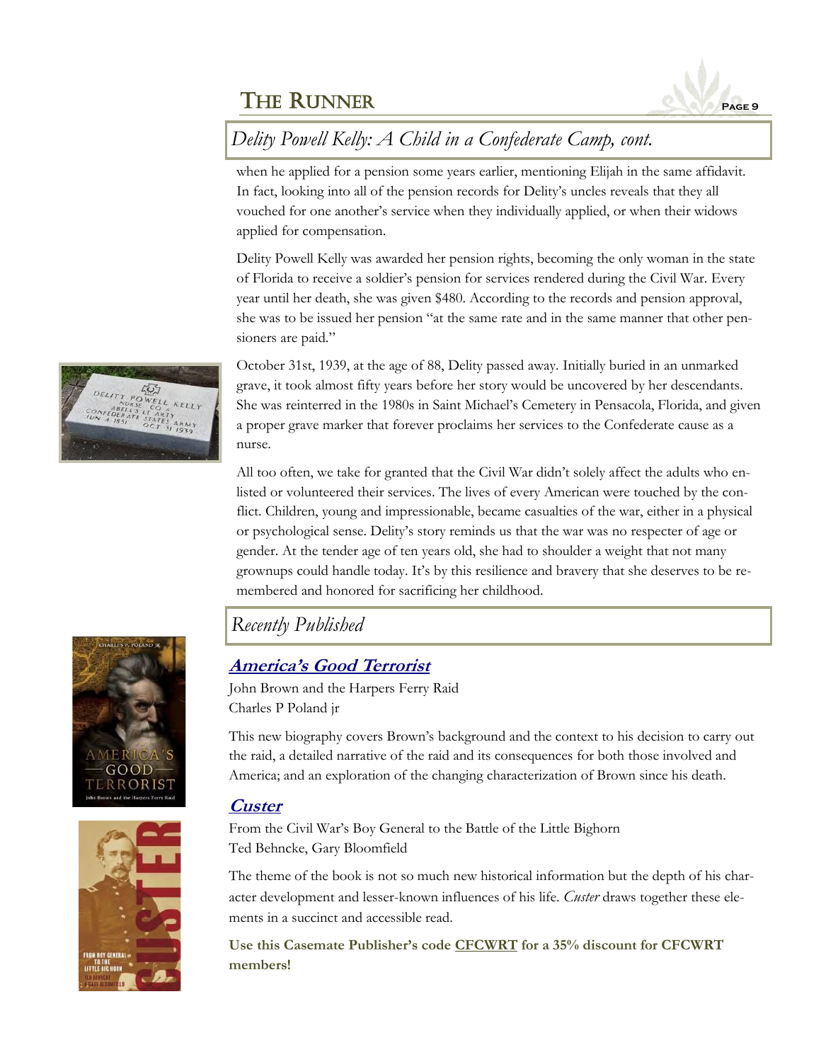## Delity Powell Kelly: A Child in a Confederate Camp, cont.

when he applied for a pension some years earlier, mentioning Elijah in the same affidavit. In fact, looking into all of the pension records for Delity's uncles reveals that they all vouched for one another's service when they individually applied, or when their widows applied for compensation.

Delity Powell Kelly was awarded her pension rights, becoming the only woman in the state of Florida to receive a soldier's pension for services rendered during the Civil War. Every year until her death, she was given $480. According to the records and pension approval, she was to be issued her pension "at the same rate and in the same manner that other pensioners are paid."

October 31st, 1939, at the age of 88, Delity passed away. Initially buried in an unmarked grave, it took almost fifty years before her story would be uncovered by her descendants. She was reinterred in the 1980s in Saint Michael's Cemetery in Pensacola, Florida, and given a proper grave marker that forever proclaims her services to the Confederate cause as a nurse.

All too often, we take for granted that the Civil War didn't solely affect the adults who enlisted or volunteered their services. The lives of every American were touched by the conflict. Children, young and impressionable, became casualties of the war, either in a physical or psychological sense. Delity's story reminds us that the war was no respecter of age or gender. At the tender age of ten years old, she had to shoulder a weight that not many grownups could handle today. It's by this resilience and bravery that she deserves to be remembered and honored for sacrificing her childhood.

## Recently Published

### **America's Good Terrorist**

John Brown and the Harpers Ferry Raid
Charles P Poland jr

This new biography covers Brown's background and the context to his decision to carry out the raid, a detailed narrative of the raid and its consequences for both those involved and America; and an exploration of the changing characterization of Brown since his death.

### **Custer**

From the Civil War's Boy General to the Battle of the Little Bighorn
Ted Behncke, Gary Bloomfield

The theme of the book is not so much new historical information but the depth of his character development and lesser-known influences of his life. *Custer* draws together these elements in a succinct and accessible read.

**Use this Casemate Publisher's code CFCWRT for a 35% discount for CFCWRT members!**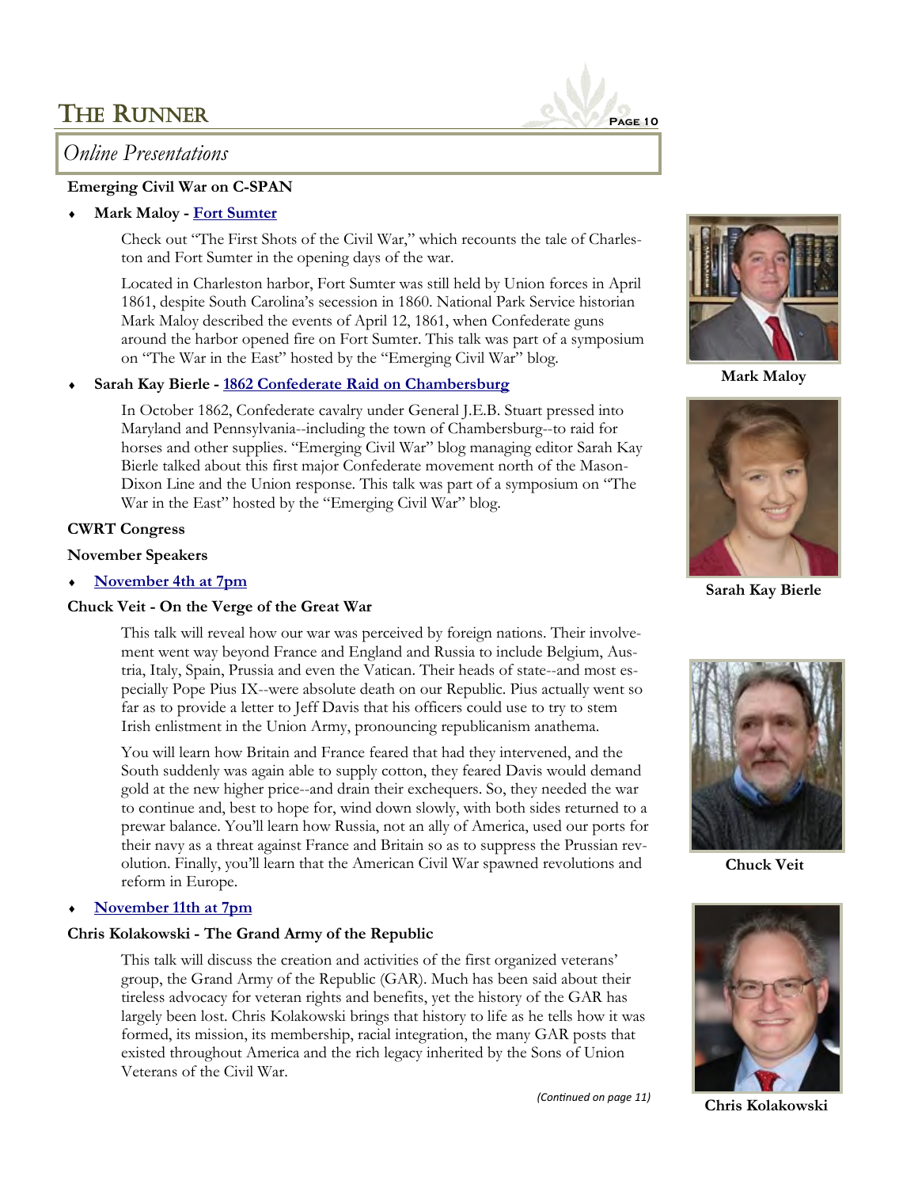## Online Presentations

**Emerging Civil War on C-SPAN**

- **Mark Maloy - Fort Sumter**

  Check out "The First Shots of the Civil War," which recounts the tale of Charleston and Fort Sumter in the opening days of the war.

  Located in Charleston harbor, Fort Sumter was still held by Union forces in April 1861, despite South Carolina's secession in 1860. National Park Service historian Mark Maloy described the events of April 12, 1861, when Confederate guns around the harbor opened fire on Fort Sumter. This talk was part of a symposium on "The War in the East" hosted by the "Emerging Civil War" blog.

- **Sarah Kay Bierle - 1862 Confederate Raid on Chambersburg**

  In October 1862, Confederate cavalry under General J.E.B. Stuart pressed into Maryland and Pennsylvania--including the town of Chambersburg--to raid for horses and other supplies. "Emerging Civil War" blog managing editor Sarah Kay Bierle talked about this first major Confederate movement north of the Mason-Dixon Line and the Union response. This talk was part of a symposium on "The War in the East" hosted by the "Emerging Civil War" blog.

**CWRT Congress**

**November Speakers**

- **November 4th at 7pm**

**Chuck Veit - On the Verge of the Great War**

This talk will reveal how our war was perceived by foreign nations. Their involvement went way beyond France and England and Russia to include Belgium, Austria, Italy, Spain, Prussia and even the Vatican. Their heads of state--and most especially Pope Pius IX--were absolute death on our Republic. Pius actually went so far as to provide a letter to Jeff Davis that his officers could use to try to stem Irish enlistment in the Union Army, pronouncing republicanism anathema.

You will learn how Britain and France feared that had they intervened, and the South suddenly was again able to supply cotton, they feared Davis would demand gold at the new higher price--and drain their exchequers. So, they needed the war to continue and, best to hope for, wind down slowly, with both sides returned to a prewar balance. You'll learn how Russia, not an ally of America, used our ports for their navy as a threat against France and Britain so as to suppress the Prussian revolution. Finally, you'll learn that the American Civil War spawned revolutions and reform in Europe.

- **November 11th at 7pm**

**Chris Kolakowski - The Grand Army of the Republic**

This talk will discuss the creation and activities of the first organized veterans' group, the Grand Army of the Republic (GAR). Much has been said about their tireless advocacy for veteran rights and benefits, yet the history of the GAR has largely been lost. Chris Kolakowski brings that history to life as he tells how it was formed, its mission, its membership, racial integration, the many GAR posts that existed throughout America and the rich legacy inherited by the Sons of Union Veterans of the Civil War.

*(Continued on page 11)*

**Mark Maloy**

**Sarah Kay Bierle**

**Chuck Veit**

**Chris Kolakowski**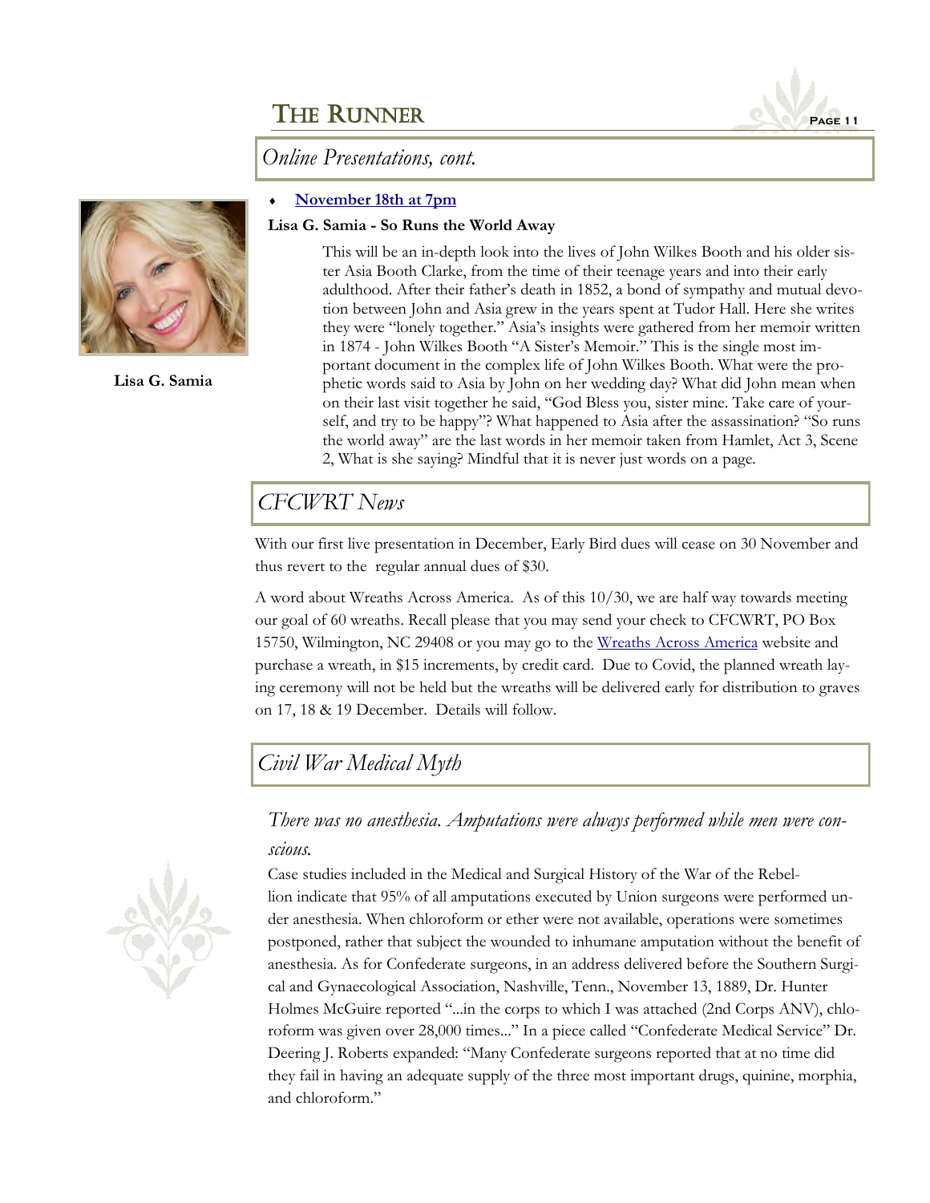## Online Presentations, cont.

- **November 18th at 7pm**

**Lisa G. Samia - So Runs the World Away**

Lisa G. Samia

This will be an in-depth look into the lives of John Wilkes Booth and his older sister Asia Booth Clarke, from the time of their teenage years and into their early adulthood. After their father's death in 1852, a bond of sympathy and mutual devotion between John and Asia grew in the years spent at Tudor Hall. Here she writes they were "lonely together." Asia's insights were gathered from her memoir written in 1874 - John Wilkes Booth "A Sister's Memoir." This is the single most important document in the complex life of John Wilkes Booth. What were the prophetic words said to Asia by John on her wedding day? What did John mean when on their last visit together he said, "God Bless you, sister mine. Take care of yourself, and try to be happy"? What happened to Asia after the assassination? "So runs the world away" are the last words in her memoir taken from Hamlet, Act 3, Scene 2, What is she saying? Mindful that it is never just words on a page.

## CFCWRT News

With our first live presentation in December, Early Bird dues will cease on 30 November and thus revert to the regular annual dues of $30.

A word about Wreaths Across America. As of this 10/30, we are half way towards meeting our goal of 60 wreaths. Recall please that you may send your check to CFCWRT, PO Box 15750, Wilmington, NC 29408 or you may go to the Wreaths Across America website and purchase a wreath, in $15 increments, by credit card. Due to Covid, the planned wreath laying ceremony will not be held but the wreaths will be delivered early for distribution to graves on 17, 18 & 19 December. Details will follow.

## Civil War Medical Myth

*There was no anesthesia. Amputations were always performed while men were conscious.*

Case studies included in the Medical and Surgical History of the War of the Rebellion indicate that 95% of all amputations executed by Union surgeons were performed under anesthesia. When chloroform or ether were not available, operations were sometimes postponed, rather that subject the wounded to inhumane amputation without the benefit of anesthesia. As for Confederate surgeons, in an address delivered before the Southern Surgical and Gynaecological Association, Nashville, Tenn., November 13, 1889, Dr. Hunter Holmes McGuire reported "...in the corps to which I was attached (2nd Corps ANV), chloroform was given over 28,000 times..." In a piece called "Confederate Medical Service" Dr. Deering J. Roberts expanded: "Many Confederate surgeons reported that at no time did they fail in having an adequate supply of the three most important drugs, quinine, morphia, and chloroform."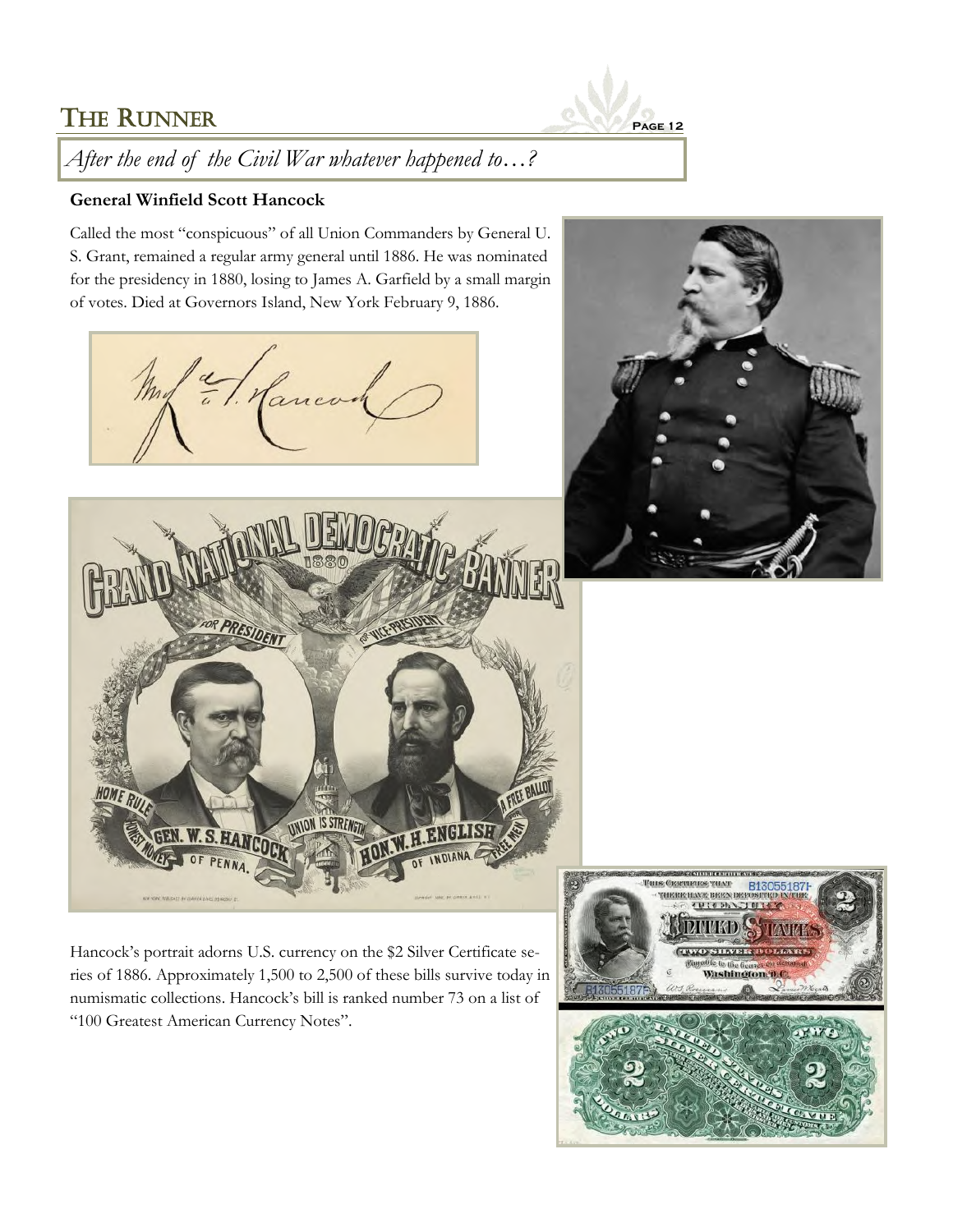*After the end of the Civil War whatever happened to…?*

**General Winfield Scott Hancock**

Called the most "conspicuous" of all Union Commanders by General U. S. Grant, remained a regular army general until 1886. He was nominated for the presidency in 1880, losing to James A. Garfield by a small margin of votes. Died at Governors Island, New York February 9, 1886.

Hancock's portrait adorns U.S. currency on the $2 Silver Certificate series of 1886. Approximately 1,500 to 2,500 of these bills survive today in numismatic collections. Hancock's bill is ranked number 73 on a list of "100 Greatest American Currency Notes".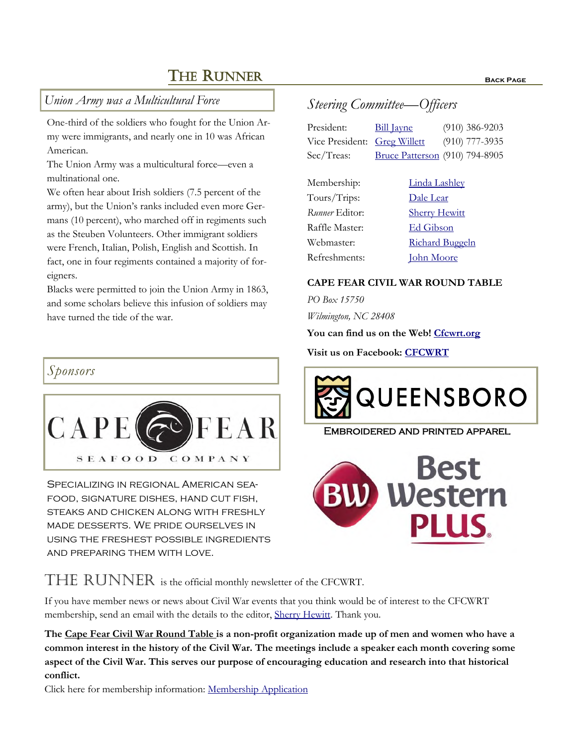## *Union Army was a Multicultural Force*

One-third of the soldiers who fought for the Union Army were immigrants, and nearly one in 10 was African American.

The Union Army was a multicultural force—even a multinational one.

We often hear about Irish soldiers (7.5 percent of the army), but the Union's ranks included even more Germans (10 percent), who marched off in regiments such as the Steuben Volunteers. Other immigrant soldiers were French, Italian, Polish, English and Scottish. In fact, one in four regiments contained a majority of foreigners.

Blacks were permitted to join the Union Army in 1863, and some scholars believe this infusion of soldiers may have turned the tide of the war.

## *Sponsors*

CAPE FEAR SEAFOOD COMPANY

SPECIALIZING IN REGIONAL AMERICAN SEAFOOD, SIGNATURE DISHES, HAND CUT FISH, STEAKS AND CHICKEN ALONG WITH FRESHLY MADE DESSERTS. WE PRIDE OURSELVES IN USING THE FRESHEST POSSIBLE INGREDIENTS AND PREPARING THEM WITH LOVE.

## *Steering Committee—Officers*

| | | |
|---|---|---|
| President: | Bill Jayne | (910) 386-9203 |
| Vice President: | Greg Willett | (910) 777-3935 |
| Sec/Treas: | Bruce Patterson | (910) 794-8905 |

| | |
|---|---|
| Membership: | Linda Lashley |
| Tours/Trips: | Dale Lear |
| *Runner* Editor: | Sherry Hewitt |
| Raffle Master: | Ed Gibson |
| Webmaster: | Richard Buggeln |
| Refreshments: | John Moore |

**CAPE FEAR CIVIL WAR ROUND TABLE**

*PO Box 15750*

*Wilmington, NC 28408*

**You can find us on the Web! Cfcwrt.org**

**Visit us on Facebook: CFCWRT**

QUEENSBORO

EMBROIDERED AND PRINTED APPAREL

BW Best Western PLUS

THE RUNNER is the official monthly newsletter of the CFCWRT.

If you have member news or news about Civil War events that you think would be of interest to the CFCWRT membership, send an email with the details to the editor, Sherry Hewitt. Thank you.

**The Cape Fear Civil War Round Table is a non-profit organization made up of men and women who have a common interest in the history of the Civil War. The meetings include a speaker each month covering some aspect of the Civil War. This serves our purpose of encouraging education and research into that historical conflict.**

Click here for membership information: Membership Application